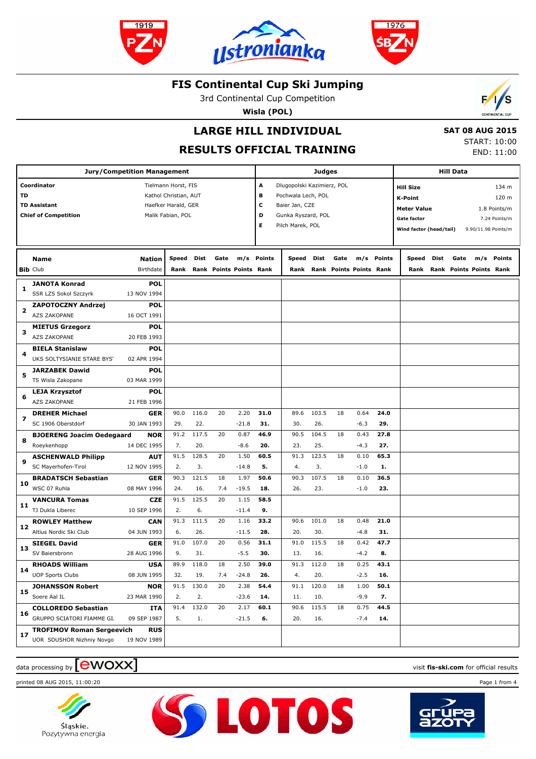# FIS Continental Cup Ski Jumping

3rd Continental Cup Competition

**Wisla (POL)**

## LARGE HILL INDIVIDUAL

## RESULTS OFFICIAL TRAINING

**SAT 08 AUG 2015**
START: 10:00
END: 11:00

| Jury/Competition Management | | Judges | | Hill Data | |
|---|---|---|---|---|---|
| **Coordinator** | Tielmann Horst, FIS | **A** | Dlugopolski Kazimierz, POL | **Hill Size** | 134 m |
| **TD** | Kathol Christian, AUT | **B** | Pochwala Lech, POL | **K-Point** | 120 m |
| **TD Assistant** | Haefker Harald, GER | **C** | Baier Jan, CZE | **Meter Value** | 1.8 Points/m |
| **Chief of Competition** | Malik Fabian, POL | **D** | Gunka Ryszard, POL | **Gate factor** | 7.24 Points/m |
| | | **E** | Pilch Marek, POL | **Wind factor (head/tail)** | 9.90/11.98 Points/m |

| Bib | Name / Club | Nation / Birthdate | Speed / Rank | Dist / Rank | Gate / Points | m/s / Points | Points / Rank | Speed / Rank | Dist / Rank | Gate / Points | m/s / Points | Points / Rank | Speed / Rank | Dist / Rank | Gate / Points | m/s / Points | Points / Rank |
|---|---|---|---|---|---|---|---|---|---|---|---|---|---|---|---|---|---|
| 1 | **JANOTA Konrad** | **POL** | | | | | | | | | | | | | | | |
| | SSR LZS Sokol Szczyrk | 13 NOV 1994 | | | | | | | | | | | | | | | |
| 2 | **ZAPOTOCZNY Andrzej** | **POL** | | | | | | | | | | | | | | | |
| | AZS ZAKOPANE | 16 OCT 1991 | | | | | | | | | | | | | | | |
| 3 | **MIETUS Grzegorz** | **POL** | | | | | | | | | | | | | | | |
| | AZS ZAKOPANE | 20 FEB 1993 | | | | | | | | | | | | | | | |
| 4 | **BIELA Stanislaw** | **POL** | | | | | | | | | | | | | | | |
| | UKS SOLTYSIANIE STARE BYS | 02 APR 1994 | | | | | | | | | | | | | | | |
| 5 | **JARZABEK Dawid** | **POL** | | | | | | | | | | | | | | | |
| | TS Wisla Zakopane | 03 MAR 1999 | | | | | | | | | | | | | | | |
| 6 | **LEJA Krzysztof** | **POL** | | | | | | | | | | | | | | | |
| | AZS ZAKOPANE | 21 FEB 1996 | | | | | | | | | | | | | | | |
| 7 | **DREHER Michael** | **GER** | 90.0 | 116.0 | 20 | 2.20 | **31.0** | 89.6 | 103.5 | 18 | 0.64 | **24.0** | | | | | |
| | SC 1906 Oberstdorf | 30 JAN 1993 | 29. | 22. | | -21.8 | **31.** | 30. | 26. | | -6.3 | **29.** | | | | | |
| 8 | **BJOERENG Joacim Oedegaard** | **NOR** | 91.2 | 117.5 | 20 | 0.87 | **46.9** | 90.5 | 104.5 | 18 | 0.43 | **27.8** | | | | | |
| | Roeykenhopp | 14 DEC 1995 | 7. | 20. | | -8.6 | **20.** | 23. | 25. | | -4.3 | **27.** | | | | | |
| 9 | **ASCHENWALD Philipp** | **AUT** | 91.5 | 128.5 | 20 | 1.50 | **60.5** | 91.3 | 123.5 | 18 | 0.10 | **65.3** | | | | | |
| | SC Mayerhofen-Tirol | 12 NOV 1995 | 2. | 3. | | -14.8 | **5.** | 4. | 3. | | -1.0 | **1.** | | | | | |
| 10 | **BRADATSCH Sebastian** | **GER** | 90.3 | 121.5 | 18 | 1.97 | **50.6** | 90.3 | 107.5 | 18 | 0.10 | **36.5** | | | | | |
| | WSC 07 Ruhla | 08 MAY 1996 | 24. | 16. | 7.4 | -19.5 | **18.** | 26. | 23. | | -1.0 | **23.** | | | | | |
| 11 | **VANCURA Tomas** | **CZE** | 91.5 | 125.5 | 20 | 1.15 | **58.5** | | | | | | | | | | |
| | TJ Dukla Liberec | 10 SEP 1996 | 2. | 6. | | -11.4 | **9.** | | | | | | | | | | |
| 12 | **ROWLEY Matthew** | **CAN** | 91.3 | 111.5 | 20 | 1.16 | **33.2** | 90.6 | 101.0 | 18 | 0.48 | **21.0** | | | | | |
| | Altius Nordic Ski Club | 04 JUN 1993 | 6. | 26. | | -11.5 | **28.** | 20. | 30. | | -4.8 | **31.** | | | | | |
| 13 | **SIEGEL David** | **GER** | 91.0 | 107.0 | 20 | 0.56 | **31.1** | 91.0 | 115.5 | 18 | 0.42 | **47.7** | | | | | |
| | SV Baiersbronn | 28 AUG 1996 | 9. | 31. | | -5.5 | **30.** | 13. | 16. | | -4.2 | **8.** | | | | | |
| 14 | **RHOADS William** | **USA** | 89.9 | 118.0 | 18 | 2.50 | **39.0** | 91.3 | 112.0 | 18 | 0.25 | **43.1** | | | | | |
| | UOP Sports Clubs | 08 JUN 1995 | 32. | 19. | 7.4 | -24.8 | **26.** | 4. | 20. | | -2.5 | **16.** | | | | | |
| 15 | **JOHANSSON Robert** | **NOR** | 91.5 | 130.0 | 20 | 2.38 | **54.4** | 91.1 | 120.0 | 18 | 1.00 | **50.1** | | | | | |
| | Soere Aal IL | 23 MAR 1990 | 2. | 2. | | -23.6 | **14.** | 11. | 10. | | -9.9 | **7.** | | | | | |
| 16 | **COLLOREDO Sebastian** | **ITA** | 91.4 | 132.0 | 20 | 2.17 | **60.1** | 90.6 | 115.5 | 18 | 0.75 | **44.5** | | | | | |
| | GRUPPO SCIATORI FIAMME GI. | 09 SEP 1987 | 5. | 1. | | -21.5 | **6.** | 20. | 16. | | -7.4 | **14.** | | | | | |
| 17 | **TROFIMOV Roman Sergeevich** | **RUS** | | | | | | | | | | | | | | | |
| | UOR SDUSHOR Nizhniy Novgo | 19 NOV 1989 | | | | | | | | | | | | | | | |

data processing by ewoxx — visit **fis-ski.com** for official results

printed 08 AUG 2015, 11:00:20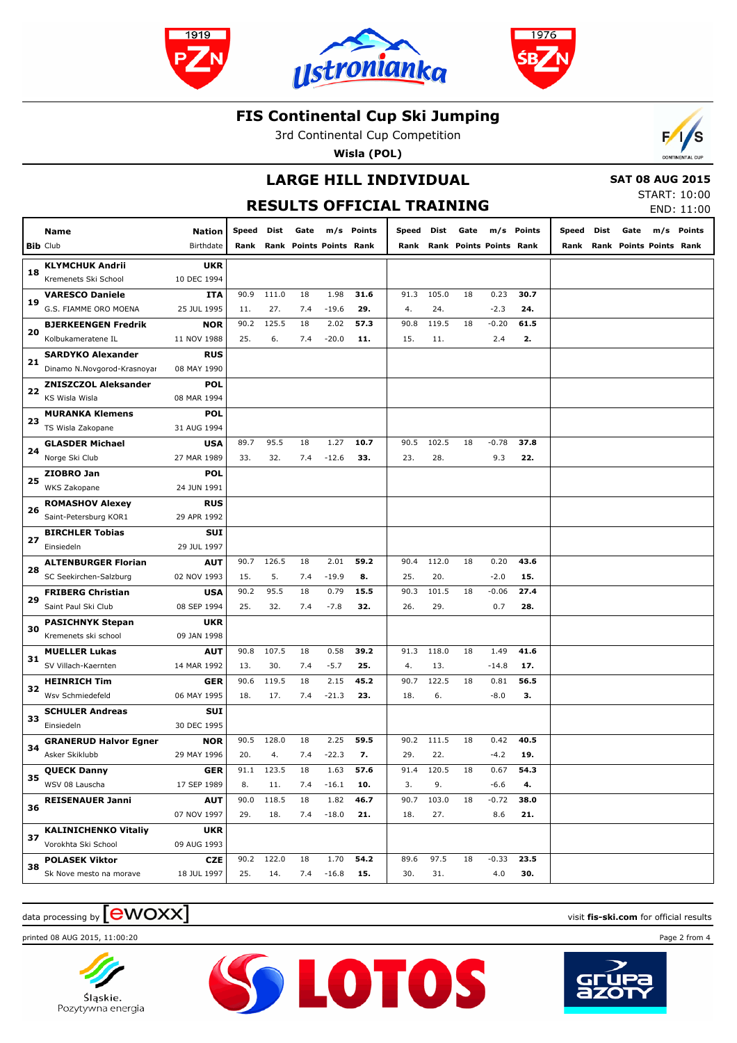# FIS Continental Cup Ski Jumping

3rd Continental Cup Competition

**Wisla (POL)**

## LARGE HILL INDIVIDUAL

## RESULTS OFFICIAL TRAINING

**SAT 08 AUG 2015**
START: 10:00
END: 11:00

| Bib | Name / Club | Nation / Birthdate | Speed / Rank | Dist / Rank | Gate / Points | m/s / Points | Points / Rank | Speed / Rank | Dist / Rank | Gate / Points | m/s / Points | Points / Rank | Speed / Rank | Dist / Rank | Gate / Points | m/s / Points | Points / Rank |
|---|---|---|---|---|---|---|---|---|---|---|---|---|---|---|---|---|---|
| 18 | **KLYMCHUK Andrii** | **UKR** | | | | | | | | | | | | | | | |
| | Kremenets Ski School | 10 DEC 1994 | | | | | | | | | | | | | | | |
| 19 | **VARESCO Daniele** | **ITA** | 90.9 | 111.0 | 18 | 1.98 | **31.6** | 91.3 | 105.0 | 18 | 0.23 | **30.7** | | | | | |
| | G.S. FIAMME ORO MOENA | 25 JUL 1995 | 11. | 27. | 7.4 | -19.6 | **29.** | 4. | 24. | | -2.3 | **24.** | | | | | |
| 20 | **BJERKEENGEN Fredrik** | **NOR** | 90.2 | 125.5 | 18 | 2.02 | **57.3** | 90.8 | 119.5 | 18 | -0.20 | **61.5** | | | | | |
| | Kolbukameratene IL | 11 NOV 1988 | 25. | 6. | 7.4 | -20.0 | **11.** | 15. | 11. | | 2.4 | **2.** | | | | | |
| 21 | **SARDYKO Alexander** | **RUS** | | | | | | | | | | | | | | | |
| | Dinamo N.Novgorod-Krasnoyar | 08 MAY 1990 | | | | | | | | | | | | | | | |
| 22 | **ZNISZCZOL Aleksander** | **POL** | | | | | | | | | | | | | | | |
| | KS Wisla Wisla | 08 MAR 1994 | | | | | | | | | | | | | | | |
| 23 | **MURANKA Klemens** | **POL** | | | | | | | | | | | | | | | |
| | TS Wisla Zakopane | 31 AUG 1994 | | | | | | | | | | | | | | | |
| 24 | **GLASDER Michael** | **USA** | 89.7 | 95.5 | 18 | 1.27 | **10.7** | 90.5 | 102.5 | 18 | -0.78 | **37.8** | | | | | |
| | Norge Ski Club | 27 MAR 1989 | 33. | 32. | 7.4 | -12.6 | **33.** | 23. | 28. | | 9.3 | **22.** | | | | | |
| 25 | **ZIOBRO Jan** | **POL** | | | | | | | | | | | | | | | |
| | WKS Zakopane | 24 JUN 1991 | | | | | | | | | | | | | | | |
| 26 | **ROMASHOV Alexey** | **RUS** | | | | | | | | | | | | | | | |
| | Saint-Petersburg KOR1 | 29 APR 1992 | | | | | | | | | | | | | | | |
| 27 | **BIRCHLER Tobias** | **SUI** | | | | | | | | | | | | | | | |
| | Einsiedeln | 29 JUL 1997 | | | | | | | | | | | | | | | |
| 28 | **ALTENBURGER Florian** | **AUT** | 90.7 | 126.5 | 18 | 2.01 | **59.2** | 90.4 | 112.0 | 18 | 0.20 | **43.6** | | | | | |
| | SC Seekirchen-Salzburg | 02 NOV 1993 | 15. | 5. | 7.4 | -19.9 | **8.** | 25. | 20. | | -2.0 | **15.** | | | | | |
| 29 | **FRIBERG Christian** | **USA** | 90.2 | 95.5 | 18 | 0.79 | **15.5** | 90.3 | 101.5 | 18 | -0.06 | **27.4** | | | | | |
| | Saint Paul Ski Club | 08 SEP 1994 | 25. | 32. | 7.4 | -7.8 | **32.** | 26. | 29. | | 0.7 | **28.** | | | | | |
| 30 | **PASICHNYK Stepan** | **UKR** | | | | | | | | | | | | | | | |
| | Kremenets ski school | 09 JAN 1998 | | | | | | | | | | | | | | | |
| 31 | **MUELLER Lukas** | **AUT** | 90.8 | 107.5 | 18 | 0.58 | **39.2** | 91.3 | 118.0 | 18 | 1.49 | **41.6** | | | | | |
| | SV Villach-Kaernten | 14 MAR 1992 | 13. | 30. | 7.4 | -5.7 | **25.** | 4. | 13. | | -14.8 | **17.** | | | | | |
| 32 | **HEINRICH Tim** | **GER** | 90.6 | 119.5 | 18 | 2.15 | **45.2** | 90.7 | 122.5 | 18 | 0.81 | **56.5** | | | | | |
| | Wsv Schmiedefeld | 06 MAY 1995 | 18. | 17. | 7.4 | -21.3 | **23.** | 18. | 6. | | -8.0 | **3.** | | | | | |
| 33 | **SCHULER Andreas** | **SUI** | | | | | | | | | | | | | | | |
| | Einsiedeln | 30 DEC 1995 | | | | | | | | | | | | | | | |
| 34 | **GRANERUD Halvor Egner** | **NOR** | 90.5 | 128.0 | 18 | 2.25 | **59.5** | 90.2 | 111.5 | 18 | 0.42 | **40.5** | | | | | |
| | Asker Skiklubb | 29 MAY 1996 | 20. | 4. | 7.4 | -22.3 | **7.** | 29. | 22. | | -4.2 | **19.** | | | | | |
| 35 | **QUECK Danny** | **GER** | 91.1 | 123.5 | 18 | 1.63 | **57.6** | 91.4 | 120.5 | 18 | 0.67 | **54.3** | | | | | |
| | WSV 08 Lauscha | 17 SEP 1989 | 8. | 11. | 7.4 | -16.1 | **10.** | 3. | 9. | | -6.6 | **4.** | | | | | |
| 36 | **REISENAUER Janni** | **AUT** | 90.0 | 118.5 | 18 | 1.82 | **46.7** | 90.7 | 103.0 | 18 | -0.72 | **38.0** | | | | | |
| | | 07 NOV 1997 | 29. | 18. | 7.4 | -18.0 | **21.** | 18. | 27. | | 8.6 | **21.** | | | | | |
| 37 | **KALINICHENKO Vitaliy** | **UKR** | | | | | | | | | | | | | | | |
| | Vorokhta Ski School | 09 AUG 1993 | | | | | | | | | | | | | | | |
| 38 | **POLASEK Viktor** | **CZE** | 90.2 | 122.0 | 18 | 1.70 | **54.2** | 89.6 | 97.5 | 18 | -0.33 | **23.5** | | | | | |
| | Sk Nove mesto na morave | 18 JUL 1997 | 25. | 14. | 7.4 | -16.8 | **15.** | 30. | 31. | | 4.0 | **30.** | | | | | |

data processing by ewoxx

visit **fis-ski.com** for official results

printed 08 AUG 2015, 11:00:20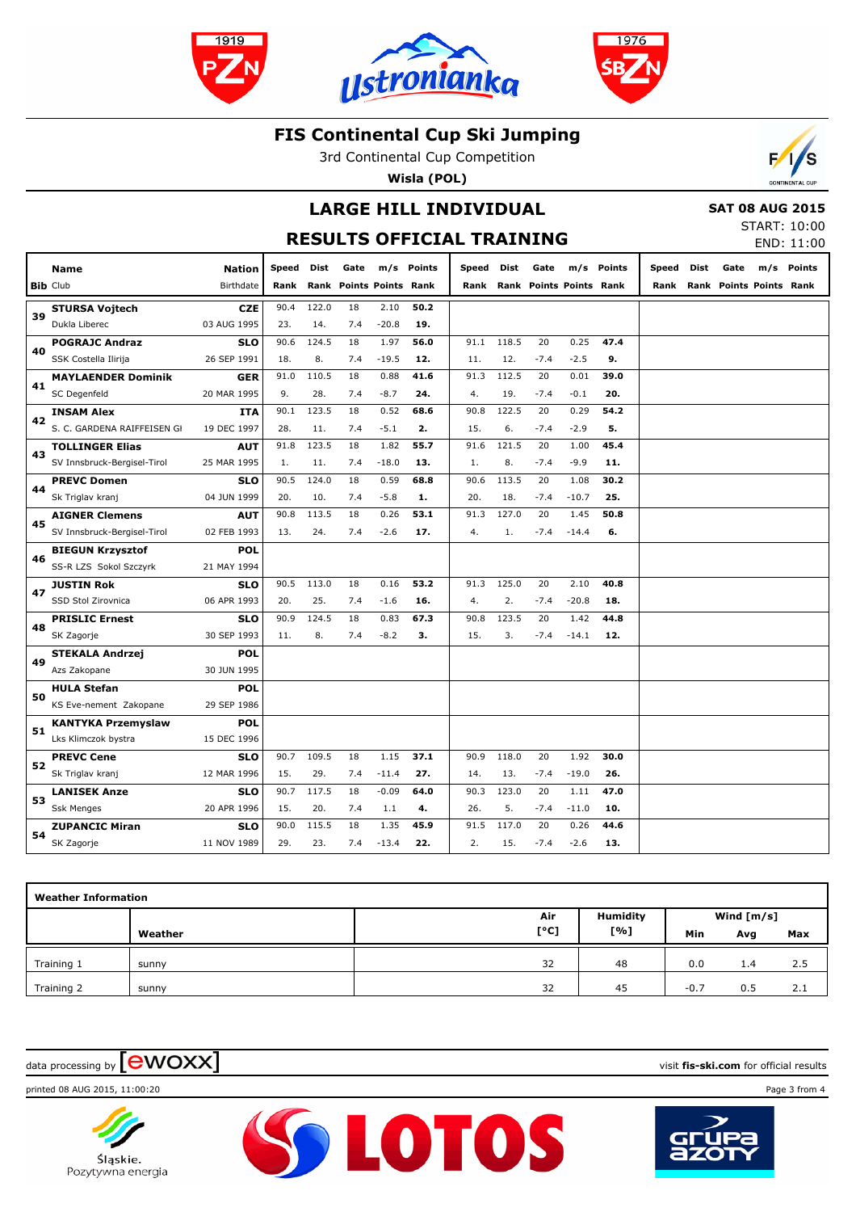# FIS Continental Cup Ski Jumping

3rd Continental Cup Competition

**Wisla (POL)**

## LARGE HILL INDIVIDUAL

## RESULTS OFFICIAL TRAINING

**SAT 08 AUG 2015**

START: 10:00

END: 11:00

| Bib | Name / Club | Nation / Birthdate | Speed / Rank | Dist / Rank | Gate / Points | m/s / Points | Points / Rank | Speed / Rank | Dist / Rank | Gate / Points | m/s / Points | Points / Rank | Speed / Rank | Dist / Rank | Gate / Points | m/s / Points | Points / Rank |
|---|---|---|---|---|---|---|---|---|---|---|---|---|---|---|---|---|---|
| 39 | **STURSA Vojtech** | **CZE** | 90.4 | 122.0 | 18 | 2.10 | **50.2** | | | | | | | | | | |
| | Dukla Liberec | 03 AUG 1995 | 23. | 14. | 7.4 | -20.8 | **19.** | | | | | | | | | | |
| 40 | **POGRAJC Andraz** | **SLO** | 90.6 | 124.5 | 18 | 1.97 | **56.0** | 91.1 | 118.5 | 20 | 0.25 | **47.4** | | | | | |
| | SSK Costella Ilirija | 26 SEP 1991 | 18. | 8. | 7.4 | -19.5 | **12.** | 11. | 12. | -7.4 | -2.5 | **9.** | | | | | |
| 41 | **MAYLAENDER Dominik** | **GER** | 91.0 | 110.5 | 18 | 0.88 | **41.6** | 91.3 | 112.5 | 20 | 0.01 | **39.0** | | | | | |
| | SC Degenfeld | 20 MAR 1995 | 9. | 28. | 7.4 | -8.7 | **24.** | 4. | 19. | -7.4 | -0.1 | **20.** | | | | | |
| 42 | **INSAM Alex** | **ITA** | 90.1 | 123.5 | 18 | 0.52 | **68.6** | 90.8 | 122.5 | 20 | 0.29 | **54.2** | | | | | |
| | S. C. GARDENA RAIFFEISEN GI | 19 DEC 1997 | 28. | 11. | 7.4 | -5.1 | **2.** | 15. | 6. | -7.4 | -2.9 | **5.** | | | | | |
| 43 | **TOLLINGER Elias** | **AUT** | 91.8 | 123.5 | 18 | 1.82 | **55.7** | 91.6 | 121.5 | 20 | 1.00 | **45.4** | | | | | |
| | SV Innsbruck-Bergisel-Tirol | 25 MAR 1995 | 1. | 11. | 7.4 | -18.0 | **13.** | 1. | 8. | -7.4 | -9.9 | **11.** | | | | | |
| 44 | **PREVC Domen** | **SLO** | 90.5 | 124.0 | 18 | 0.59 | **68.8** | 90.6 | 113.5 | 20 | 1.08 | **30.2** | | | | | |
| | Sk Triglav kranj | 04 JUN 1999 | 20. | 10. | 7.4 | -5.8 | **1.** | 20. | 18. | -7.4 | -10.7 | **25.** | | | | | |
| 45 | **AIGNER Clemens** | **AUT** | 90.8 | 113.5 | 18 | 0.26 | **53.1** | 91.3 | 127.0 | 20 | 1.45 | **50.8** | | | | | |
| | SV Innsbruck-Bergisel-Tirol | 02 FEB 1993 | 13. | 24. | 7.4 | -2.6 | **17.** | 4. | 1. | -7.4 | -14.4 | **6.** | | | | | |
| 46 | **BIEGUN Krzysztof** | **POL** | | | | | | | | | | | | | | | |
| | SS-R LZS Sokol Szczyrk | 21 MAY 1994 | | | | | | | | | | | | | | | |
| 47 | **JUSTIN Rok** | **SLO** | 90.5 | 113.0 | 18 | 0.16 | **53.2** | 91.3 | 125.0 | 20 | 2.10 | **40.8** | | | | | |
| | SSD Stol Zirovnica | 06 APR 1993 | 20. | 25. | 7.4 | -1.6 | **16.** | 4. | 2. | -7.4 | -20.8 | **18.** | | | | | |
| 48 | **PRISLIC Ernest** | **SLO** | 90.9 | 124.5 | 18 | 0.83 | **67.3** | 90.8 | 123.5 | 20 | 1.42 | **44.8** | | | | | |
| | SK Zagorje | 30 SEP 1993 | 11. | 8. | 7.4 | -8.2 | **3.** | 15. | 3. | -7.4 | -14.1 | **12.** | | | | | |
| 49 | **STEKALA Andrzej** | **POL** | | | | | | | | | | | | | | | |
| | Azs Zakopane | 30 JUN 1995 | | | | | | | | | | | | | | | |
| 50 | **HULA Stefan** | **POL** | | | | | | | | | | | | | | | |
| | KS Eve-nement Zakopane | 29 SEP 1986 | | | | | | | | | | | | | | | |
| 51 | **KANTYKA Przemyslaw** | **POL** | | | | | | | | | | | | | | | |
| | Lks Klimczok bystra | 15 DEC 1996 | | | | | | | | | | | | | | | |
| 52 | **PREVC Cene** | **SLO** | 90.7 | 109.5 | 18 | 1.15 | **37.1** | 90.9 | 118.0 | 20 | 1.92 | **30.0** | | | | | |
| | Sk Triglav kranj | 12 MAR 1996 | 15. | 29. | 7.4 | -11.4 | **27.** | 14. | 13. | -7.4 | -19.0 | **26.** | | | | | |
| 53 | **LANISEK Anze** | **SLO** | 90.7 | 117.5 | 18 | -0.09 | **64.0** | 90.3 | 123.0 | 20 | 1.11 | **47.0** | | | | | |
| | Ssk Menges | 20 APR 1996 | 15. | 20. | 7.4 | 1.1 | **4.** | 26. | 5. | -7.4 | -11.0 | **10.** | | | | | |
| 54 | **ZUPANCIC Miran** | **SLO** | 90.0 | 115.5 | 18 | 1.35 | **45.9** | 91.5 | 117.0 | 20 | 0.26 | **44.6** | | | | | |
| | SK Zagorje | 11 NOV 1989 | 29. | 23. | 7.4 | -13.4 | **22.** | 2. | 15. | -7.4 | -2.6 | **13.** | | | | | |

**Weather Information**

| | Weather | Air [°C] | Humidity [%] | Wind [m/s] Min | Avg | Max |
|---|---|---|---|---|---|---|
| Training 1 | sunny | 32 | 48 | 0.0 | 1.4 | 2.5 |
| Training 2 | sunny | 32 | 45 | -0.7 | 0.5 | 2.1 |

data processing by ewoxx

visit **fis-ski.com** for official results

printed 08 AUG 2015, 11:00:20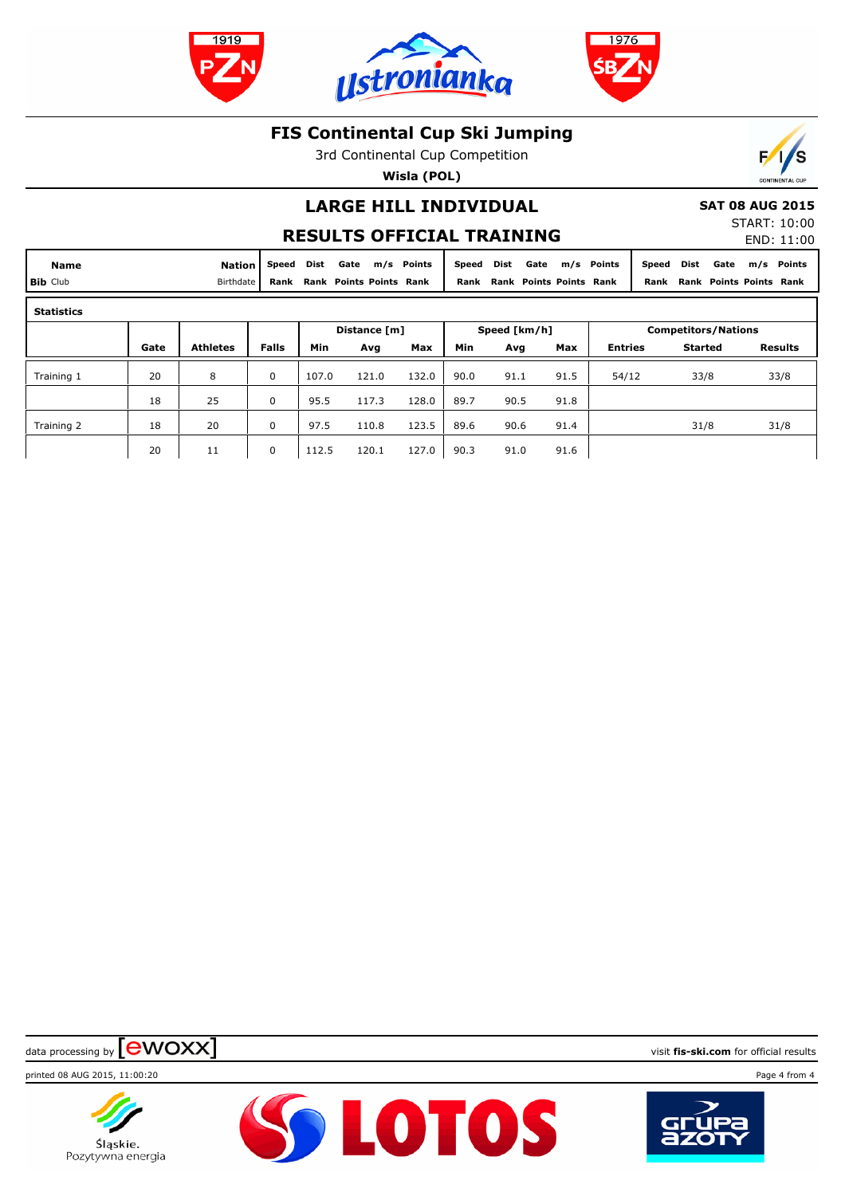## FIS Continental Cup Ski Jumping

3rd Continental Cup Competition

**Wisla (POL)**

## LARGE HILL INDIVIDUAL

## RESULTS OFFICIAL TRAINING

**SAT 08 AUG 2015**

START: 10:00

END: 11:00

| Name / Bib Club | Nation / Birthdate | Speed Rank | Dist Rank | Gate Points | m/s Points | Points Rank | Speed Rank | Dist Rank | Gate Points | m/s Points | Points Rank | Speed Rank | Dist Rank | Gate Points | m/s Points | Points Rank |
|---|---|---|---|---|---|---|---|---|---|---|---|---|---|---|---|---|

**Statistics**

| | Gate | Athletes | Falls | Distance [m] | | | Speed [km/h] | | | Competitors/Nations | | |
|---|---|---|---|---|---|---|---|---|---|---|---|---|
| | | | | Min | Avg | Max | Min | Avg | Max | Entries | Started | Results |
| Training 1 | 20 | 8 | 0 | 107.0 | 121.0 | 132.0 | 90.0 | 91.1 | 91.5 | 54/12 | 33/8 | 33/8 |
| | 18 | 25 | 0 | 95.5 | 117.3 | 128.0 | 89.7 | 90.5 | 91.8 | | | |
| Training 2 | 18 | 20 | 0 | 97.5 | 110.8 | 123.5 | 89.6 | 90.6 | 91.4 | | 31/8 | 31/8 |
| | 20 | 11 | 0 | 112.5 | 120.1 | 127.0 | 90.3 | 91.0 | 91.6 | | | |

data processing by ewoxx

visit **fis-ski.com** for official results

printed 08 AUG 2015, 11:00:20